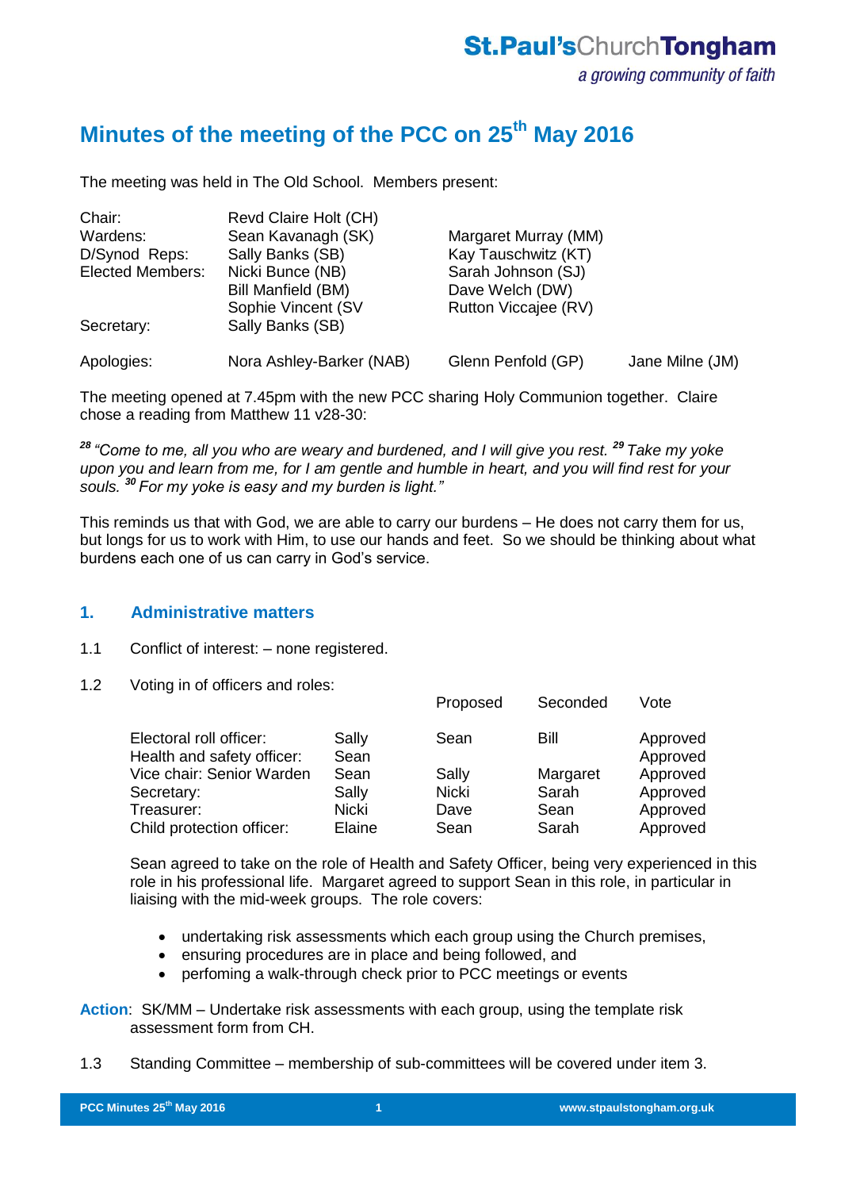# Minutes of the meeting of the PCC on 25th May 2016

The meeting was held in The Old School. Members present:

| | | |
|---|---|---|
| Chair: | Revd Claire Holt (CH) | |
| Wardens: | Sean Kavanagh (SK) | Margaret Murray (MM) |
| D/Synod Reps: | Sally Banks (SB) | Kay Tauschwitz (KT) |
| Elected Members: | Nicki Bunce (NB) | Sarah Johnson (SJ) |
| | Bill Manfield (BM) | Dave Welch (DW) |
| | Sophie Vincent (SV | Rutton Viccajee (RV) |
| Secretary: | Sally Banks (SB) | |

Apologies: Nora Ashley-Barker (NAB) &nbsp;&nbsp; Glenn Penfold (GP) &nbsp;&nbsp; Jane Milne (JM)

The meeting opened at 7.45pm with the new PCC sharing Holy Communion together. Claire chose a reading from Matthew 11 v28-30:

*[28] "Come to me, all you who are weary and burdened, and I will give you rest. [29] Take my yoke upon you and learn from me, for I am gentle and humble in heart, and you will find rest for your souls. [30] For my yoke is easy and my burden is light."*

This reminds us that with God, we are able to carry our burdens – He does not carry them for us, but longs for us to work with Him, to use our hands and feet. So we should be thinking about what burdens each one of us can carry in God's service.

## 1. Administrative matters

1.1 Conflict of interest: – none registered.

1.2 Voting in of officers and roles:

| | | Proposed | Seconded | Vote |
|---|---|---|---|---|
| Electoral roll officer: | Sally | Sean | Bill | Approved |
| Health and safety officer: | Sean | | | Approved |
| Vice chair: Senior Warden | Sean | Sally | Margaret | Approved |
| Secretary: | Sally | Nicki | Sarah | Approved |
| Treasurer: | Nicki | Dave | Sean | Approved |
| Child protection officer: | Elaine | Sean | Sarah | Approved |

Sean agreed to take on the role of Health and Safety Officer, being very experienced in this role in his professional life. Margaret agreed to support Sean in this role, in particular in liaising with the mid-week groups. The role covers:

- undertaking risk assessments which each group using the Church premises,
- ensuring procedures are in place and being followed, and
- perfoming a walk-through check prior to PCC meetings or events

**Action**: SK/MM – Undertake risk assessments with each group, using the template risk assessment form from CH.

1.3 Standing Committee – membership of sub-committees will be covered under item 3.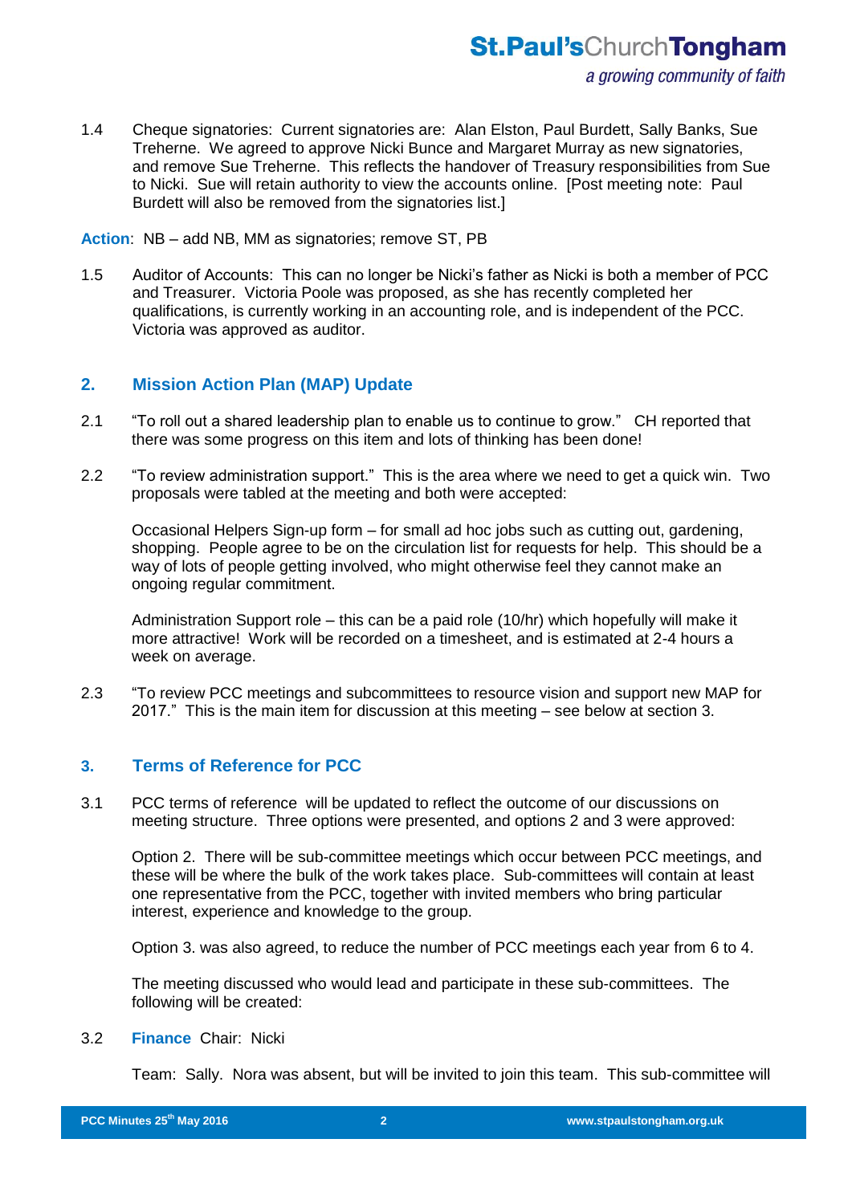1.4 Cheque signatories: Current signatories are: Alan Elston, Paul Burdett, Sally Banks, Sue Treherne. We agreed to approve Nicki Bunce and Margaret Murray as new signatories, and remove Sue Treherne. This reflects the handover of Treasury responsibilities from Sue to Nicki. Sue will retain authority to view the accounts online. [Post meeting note: Paul Burdett will also be removed from the signatories list.]

**Action**: NB – add NB, MM as signatories; remove ST, PB

1.5 Auditor of Accounts: This can no longer be Nicki's father as Nicki is both a member of PCC and Treasurer. Victoria Poole was proposed, as she has recently completed her qualifications, is currently working in an accounting role, and is independent of the PCC. Victoria was approved as auditor.

## 2. Mission Action Plan (MAP) Update

2.1 "To roll out a shared leadership plan to enable us to continue to grow." CH reported that there was some progress on this item and lots of thinking has been done!

2.2 "To review administration support." This is the area where we need to get a quick win. Two proposals were tabled at the meeting and both were accepted:

Occasional Helpers Sign-up form – for small ad hoc jobs such as cutting out, gardening, shopping. People agree to be on the circulation list for requests for help. This should be a way of lots of people getting involved, who might otherwise feel they cannot make an ongoing regular commitment.

Administration Support role – this can be a paid role (10/hr) which hopefully will make it more attractive! Work will be recorded on a timesheet, and is estimated at 2-4 hours a week on average.

2.3 "To review PCC meetings and subcommittees to resource vision and support new MAP for 2017." This is the main item for discussion at this meeting – see below at section 3.

## 3. Terms of Reference for PCC

3.1 PCC terms of reference will be updated to reflect the outcome of our discussions on meeting structure. Three options were presented, and options 2 and 3 were approved:

Option 2. There will be sub-committee meetings which occur between PCC meetings, and these will be where the bulk of the work takes place. Sub-committees will contain at least one representative from the PCC, together with invited members who bring particular interest, experience and knowledge to the group.

Option 3. was also agreed, to reduce the number of PCC meetings each year from 6 to 4.

The meeting discussed who would lead and participate in these sub-committees. The following will be created:

3.2 **Finance** Chair: Nicki

Team: Sally. Nora was absent, but will be invited to join this team. This sub-committee will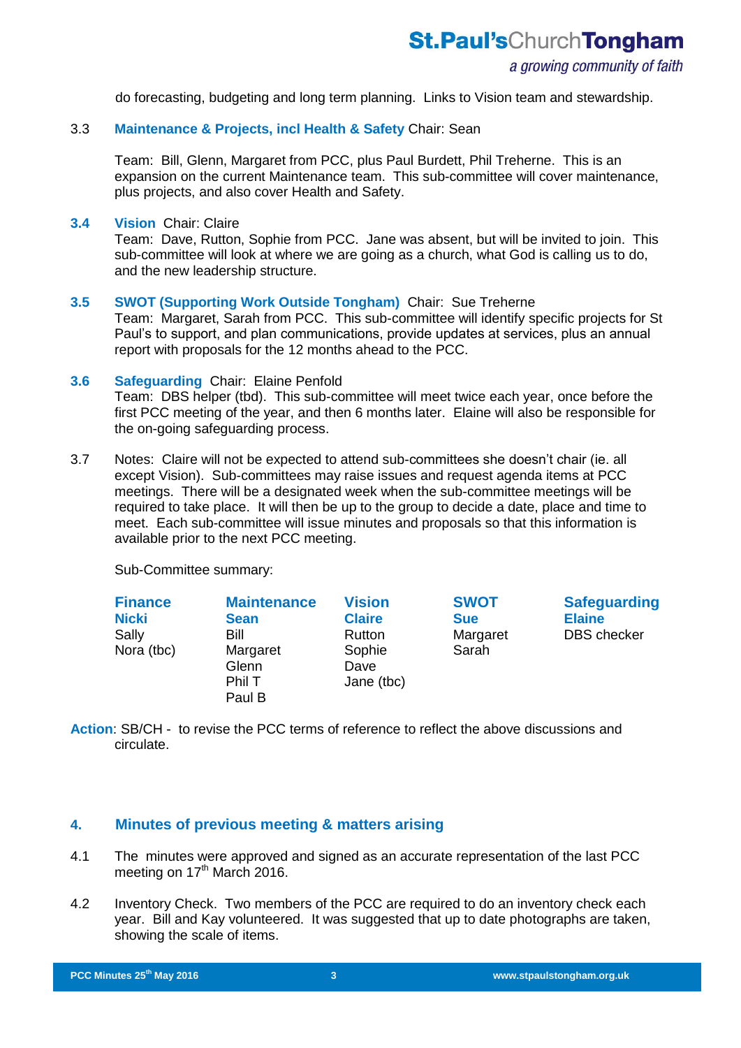do forecasting, budgeting and long term planning. Links to Vision team and stewardship.

3.3 **Maintenance & Projects, incl Health & Safety** Chair: Sean

Team: Bill, Glenn, Margaret from PCC, plus Paul Burdett, Phil Treherne. This is an expansion on the current Maintenance team. This sub-committee will cover maintenance, plus projects, and also cover Health and Safety.

**3.4 Vision** Chair: Claire
Team: Dave, Rutton, Sophie from PCC. Jane was absent, but will be invited to join. This sub-committee will look at where we are going as a church, what God is calling us to do, and the new leadership structure.

**3.5 SWOT (Supporting Work Outside Tongham)** Chair: Sue Treherne
Team: Margaret, Sarah from PCC. This sub-committee will identify specific projects for St Paul's to support, and plan communications, provide updates at services, plus an annual report with proposals for the 12 months ahead to the PCC.

**3.6 Safeguarding** Chair: Elaine Penfold
Team: DBS helper (tbd). This sub-committee will meet twice each year, once before the first PCC meeting of the year, and then 6 months later. Elaine will also be responsible for the on-going safeguarding process.

3.7 Notes: Claire will not be expected to attend sub-committees she doesn't chair (ie. all except Vision). Sub-committees may raise issues and request agenda items at PCC meetings. There will be a designated week when the sub-committee meetings will be required to take place. It will then be up to the group to decide a date, place and time to meet. Each sub-committee will issue minutes and proposals so that this information is available prior to the next PCC meeting.

Sub-Committee summary:

| **Finance** | **Maintenance** | **Vision** | **SWOT** | **Safeguarding** |
|---|---|---|---|---|
| **Nicki** | **Sean** | **Claire** | **Sue** | **Elaine** |
| Sally | Bill | Rutton | Margaret | DBS checker |
| Nora (tbc) | Margaret | Sophie | Sarah | |
| | Glenn | Dave | | |
| | Phil T | Jane (tbc) | | |
| | Paul B | | | |

**Action**: SB/CH - to revise the PCC terms of reference to reflect the above discussions and circulate.

## 4. Minutes of previous meeting & matters arising

4.1 The minutes were approved and signed as an accurate representation of the last PCC meeting on 17th March 2016.

4.2 Inventory Check. Two members of the PCC are required to do an inventory check each year. Bill and Kay volunteered. It was suggested that up to date photographs are taken, showing the scale of items.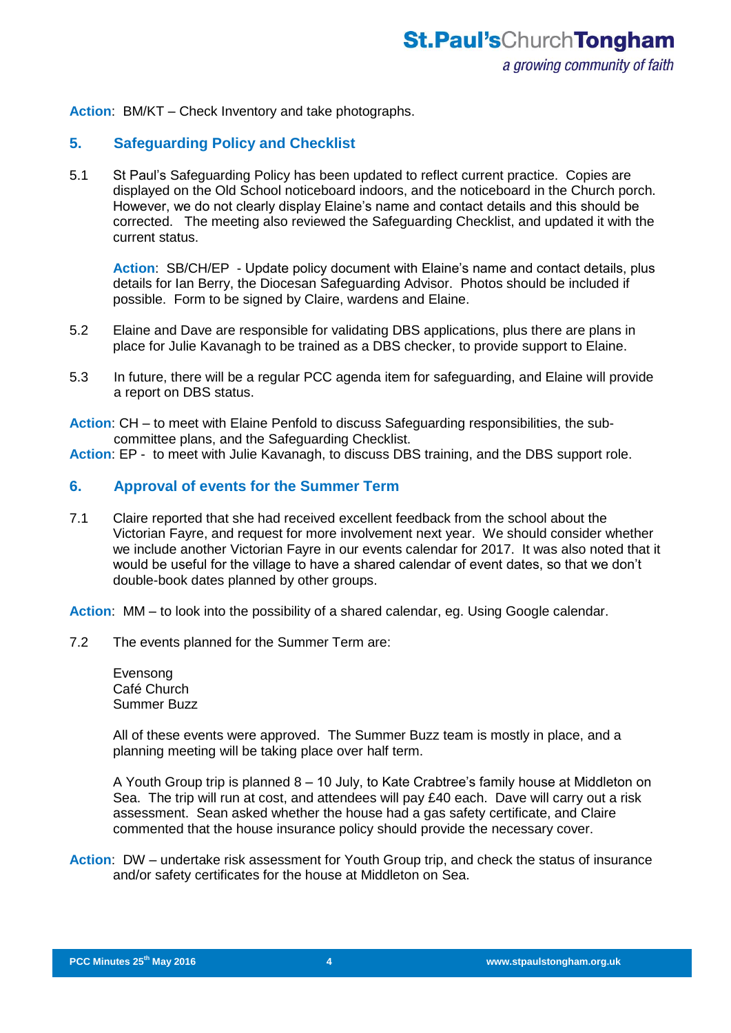**Action**: BM/KT – Check Inventory and take photographs.

## 5. Safeguarding Policy and Checklist

5.1 St Paul's Safeguarding Policy has been updated to reflect current practice. Copies are displayed on the Old School noticeboard indoors, and the noticeboard in the Church porch. However, we do not clearly display Elaine's name and contact details and this should be corrected. The meeting also reviewed the Safeguarding Checklist, and updated it with the current status.

**Action**: SB/CH/EP - Update policy document with Elaine's name and contact details, plus details for Ian Berry, the Diocesan Safeguarding Advisor. Photos should be included if possible. Form to be signed by Claire, wardens and Elaine.

5.2 Elaine and Dave are responsible for validating DBS applications, plus there are plans in place for Julie Kavanagh to be trained as a DBS checker, to provide support to Elaine.

5.3 In future, there will be a regular PCC agenda item for safeguarding, and Elaine will provide a report on DBS status.

**Action**: CH – to meet with Elaine Penfold to discuss Safeguarding responsibilities, the sub-committee plans, and the Safeguarding Checklist.

**Action**: EP - to meet with Julie Kavanagh, to discuss DBS training, and the DBS support role.

## 6. Approval of events for the Summer Term

7.1 Claire reported that she had received excellent feedback from the school about the Victorian Fayre, and request for more involvement next year. We should consider whether we include another Victorian Fayre in our events calendar for 2017. It was also noted that it would be useful for the village to have a shared calendar of event dates, so that we don't double-book dates planned by other groups.

**Action**: MM – to look into the possibility of a shared calendar, eg. Using Google calendar.

7.2 The events planned for the Summer Term are:

Evensong
Café Church
Summer Buzz

All of these events were approved. The Summer Buzz team is mostly in place, and a planning meeting will be taking place over half term.

A Youth Group trip is planned 8 – 10 July, to Kate Crabtree's family house at Middleton on Sea. The trip will run at cost, and attendees will pay £40 each. Dave will carry out a risk assessment. Sean asked whether the house had a gas safety certificate, and Claire commented that the house insurance policy should provide the necessary cover.

**Action**: DW – undertake risk assessment for Youth Group trip, and check the status of insurance and/or safety certificates for the house at Middleton on Sea.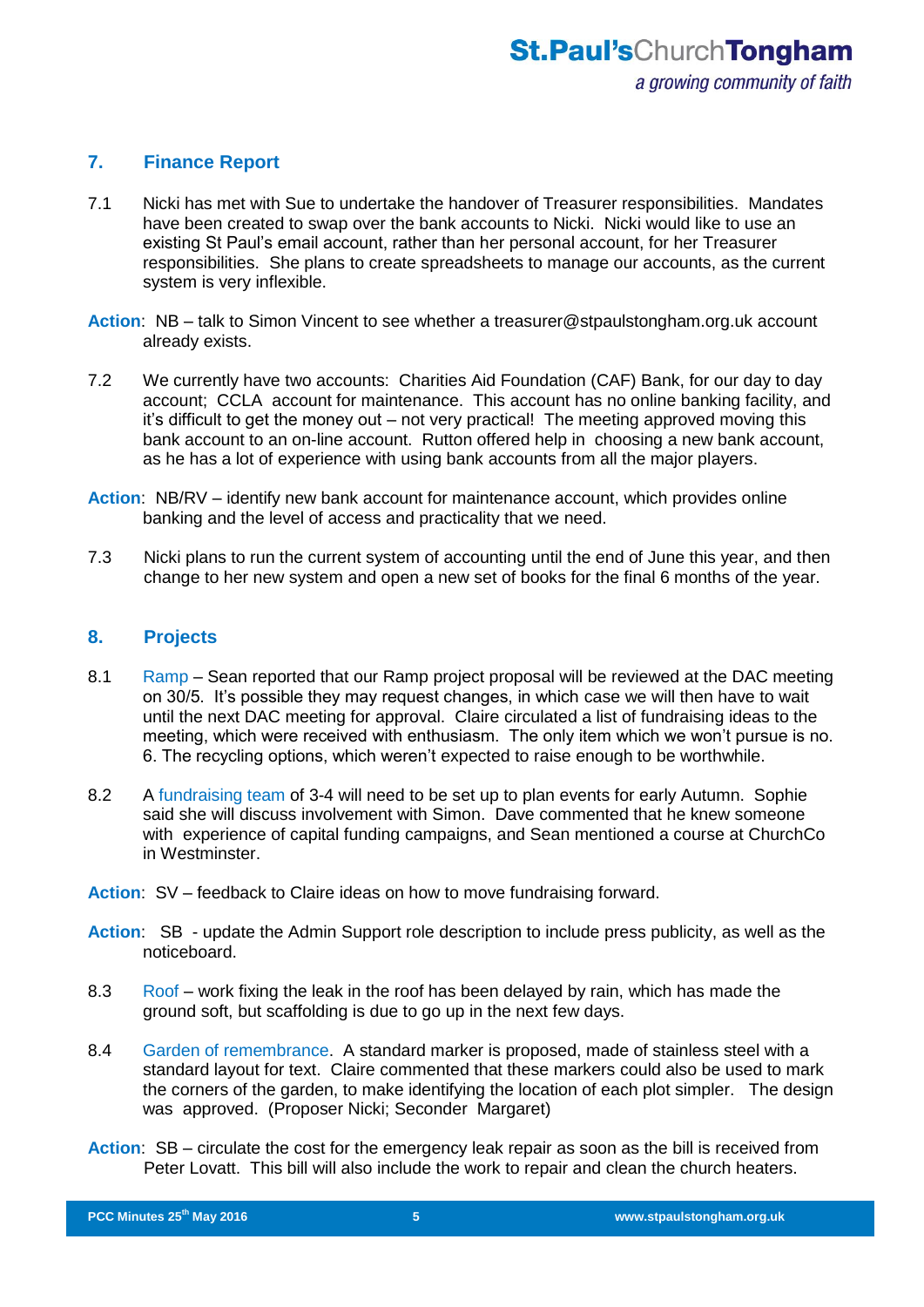## 7. Finance Report

7.1 Nicki has met with Sue to undertake the handover of Treasurer responsibilities. Mandates have been created to swap over the bank accounts to Nicki. Nicki would like to use an existing St Paul's email account, rather than her personal account, for her Treasurer responsibilities. She plans to create spreadsheets to manage our accounts, as the current system is very inflexible.

**Action**: NB – talk to Simon Vincent to see whether a treasurer@stpaulstongham.org.uk account already exists.

7.2 We currently have two accounts: Charities Aid Foundation (CAF) Bank, for our day to day account; CCLA account for maintenance. This account has no online banking facility, and it's difficult to get the money out – not very practical! The meeting approved moving this bank account to an on-line account. Rutton offered help in choosing a new bank account, as he has a lot of experience with using bank accounts from all the major players.

**Action**: NB/RV – identify new bank account for maintenance account, which provides online banking and the level of access and practicality that we need.

7.3 Nicki plans to run the current system of accounting until the end of June this year, and then change to her new system and open a new set of books for the final 6 months of the year.

## 8. Projects

8.1 Ramp – Sean reported that our Ramp project proposal will be reviewed at the DAC meeting on 30/5. It's possible they may request changes, in which case we will then have to wait until the next DAC meeting for approval. Claire circulated a list of fundraising ideas to the meeting, which were received with enthusiasm. The only item which we won't pursue is no. 6. The recycling options, which weren't expected to raise enough to be worthwhile.

8.2 A fundraising team of 3-4 will need to be set up to plan events for early Autumn. Sophie said she will discuss involvement with Simon. Dave commented that he knew someone with experience of capital funding campaigns, and Sean mentioned a course at ChurchCo in Westminster.

**Action**: SV – feedback to Claire ideas on how to move fundraising forward.

**Action**: SB - update the Admin Support role description to include press publicity, as well as the noticeboard.

8.3 Roof – work fixing the leak in the roof has been delayed by rain, which has made the ground soft, but scaffolding is due to go up in the next few days.

8.4 Garden of remembrance. A standard marker is proposed, made of stainless steel with a standard layout for text. Claire commented that these markers could also be used to mark the corners of the garden, to make identifying the location of each plot simpler. The design was approved. (Proposer Nicki; Seconder Margaret)

**Action**: SB – circulate the cost for the emergency leak repair as soon as the bill is received from Peter Lovatt. This bill will also include the work to repair and clean the church heaters.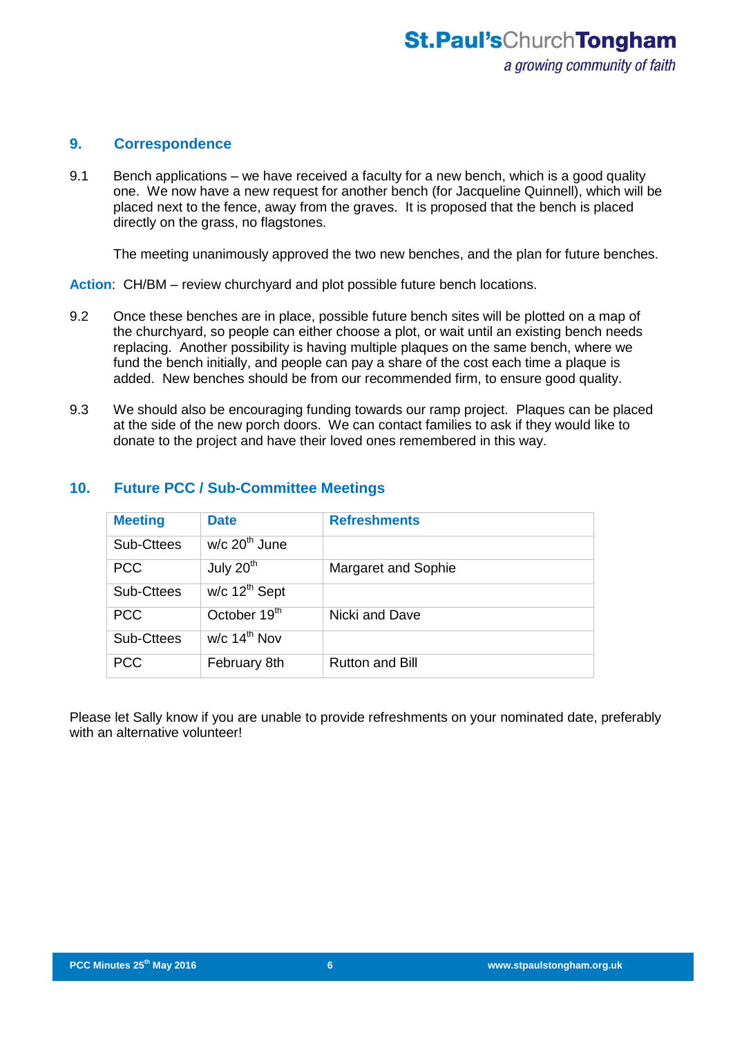## 9. Correspondence

9.1 Bench applications – we have received a faculty for a new bench, which is a good quality one. We now have a new request for another bench (for Jacqueline Quinnell), which will be placed next to the fence, away from the graves. It is proposed that the bench is placed directly on the grass, no flagstones.

The meeting unanimously approved the two new benches, and the plan for future benches.

**Action**: CH/BM – review churchyard and plot possible future bench locations.

9.2 Once these benches are in place, possible future bench sites will be plotted on a map of the churchyard, so people can either choose a plot, or wait until an existing bench needs replacing. Another possibility is having multiple plaques on the same bench, where we fund the bench initially, and people can pay a share of the cost each time a plaque is added. New benches should be from our recommended firm, to ensure good quality.

9.3 We should also be encouraging funding towards our ramp project. Plaques can be placed at the side of the new porch doors. We can contact families to ask if they would like to donate to the project and have their loved ones remembered in this way.

## 10. Future PCC / Sub-Committee Meetings

| Meeting | Date | Refreshments |
|---|---|---|
| Sub-Cttees | w/c 20th June | |
| PCC | July 20th | Margaret and Sophie |
| Sub-Cttees | w/c 12th Sept | |
| PCC | October 19th | Nicki and Dave |
| Sub-Cttees | w/c 14th Nov | |
| PCC | February 8th | Rutton and Bill |

Please let Sally know if you are unable to provide refreshments on your nominated date, preferably with an alternative volunteer!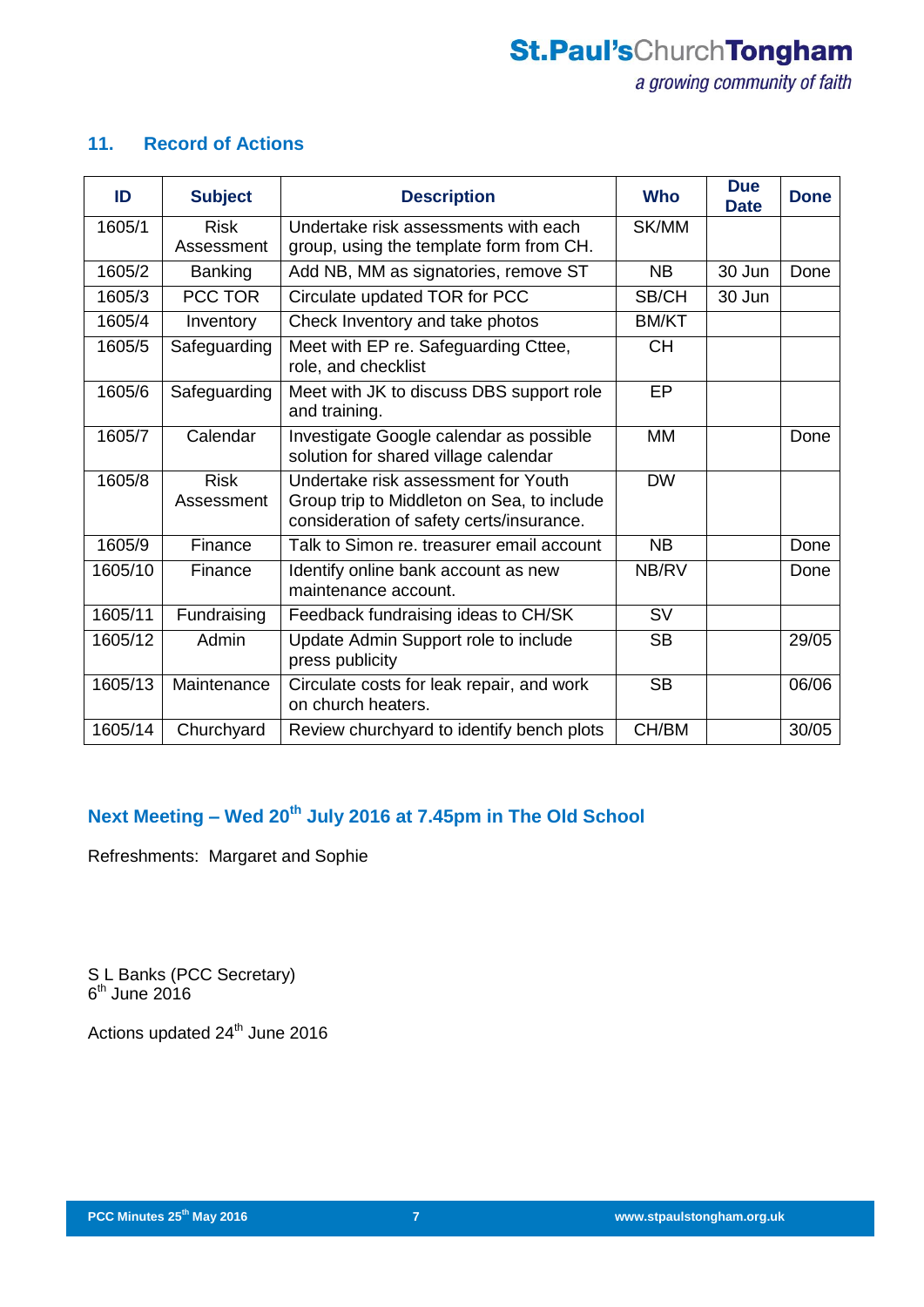## 11. Record of Actions

| ID | Subject | Description | Who | Due Date | Done |
|---|---|---|---|---|---|
| 1605/1 | Risk Assessment | Undertake risk assessments with each group, using the template form from CH. | SK/MM | | |
| 1605/2 | Banking | Add NB, MM as signatories, remove ST | NB | 30 Jun | Done |
| 1605/3 | PCC TOR | Circulate updated TOR for PCC | SB/CH | 30 Jun | |
| 1605/4 | Inventory | Check Inventory and take photos | BM/KT | | |
| 1605/5 | Safeguarding | Meet with EP re. Safeguarding Cttee, role, and checklist | CH | | |
| 1605/6 | Safeguarding | Meet with JK to discuss DBS support role and training. | EP | | |
| 1605/7 | Calendar | Investigate Google calendar as possible solution for shared village calendar | MM | | Done |
| 1605/8 | Risk Assessment | Undertake risk assessment for Youth Group trip to Middleton on Sea, to include consideration of safety certs/insurance. | DW | | |
| 1605/9 | Finance | Talk to Simon re. treasurer email account | NB | | Done |
| 1605/10 | Finance | Identify online bank account as new maintenance account. | NB/RV | | Done |
| 1605/11 | Fundraising | Feedback fundraising ideas to CH/SK | SV | | |
| 1605/12 | Admin | Update Admin Support role to include press publicity | SB | | 29/05 |
| 1605/13 | Maintenance | Circulate costs for leak repair, and work on church heaters. | SB | | 06/06 |
| 1605/14 | Churchyard | Review churchyard to identify bench plots | CH/BM | | 30/05 |

## Next Meeting – Wed 20th July 2016 at 7.45pm in The Old School

Refreshments: Margaret and Sophie

S L Banks (PCC Secretary)
6th June 2016

Actions updated 24th June 2016